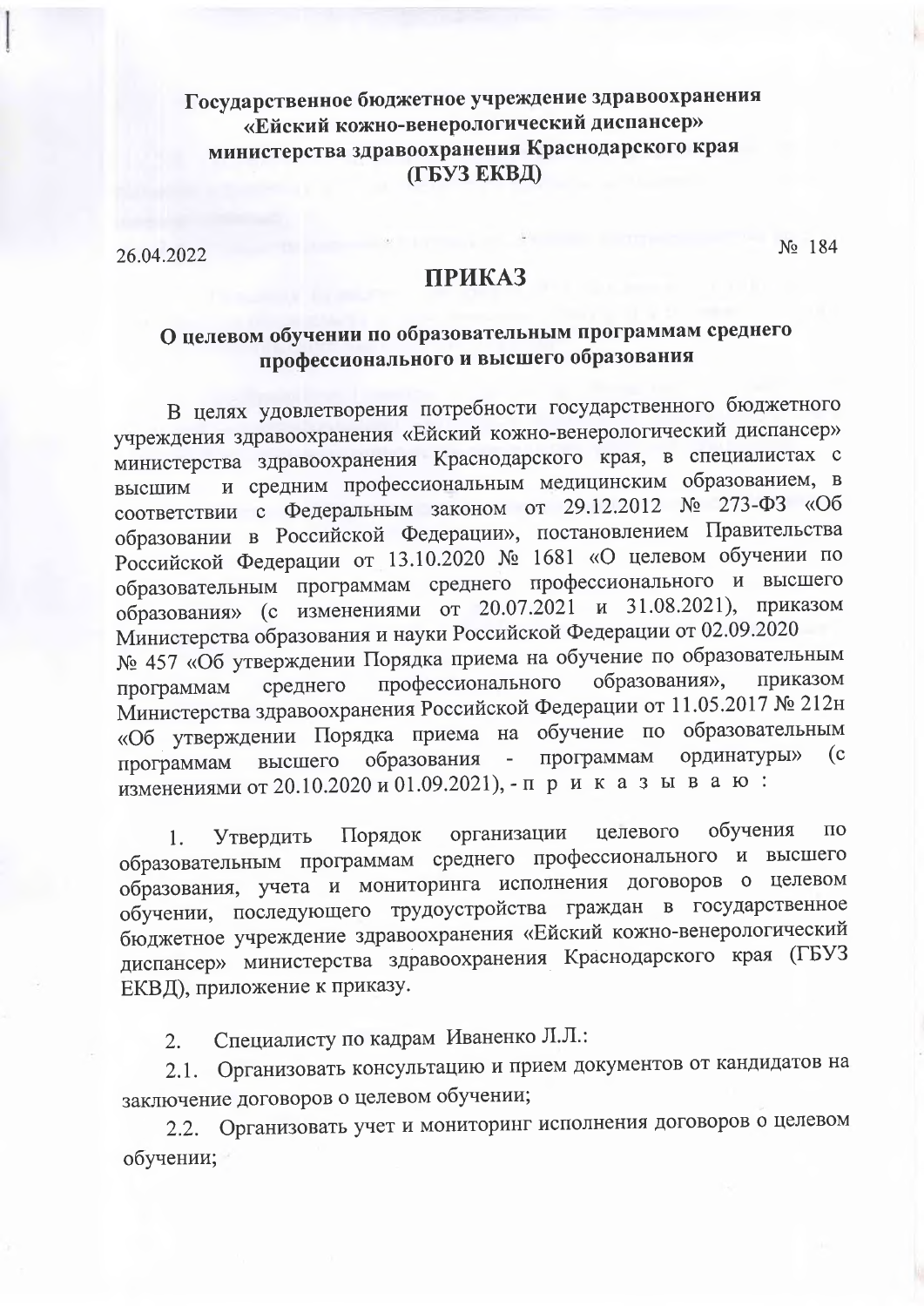**Государственное бюджетное учреждение здравоохранения «Ейский кожно-венерологический диспансер» министерства здравоохранения Краснодарского края (ГБУЗ ЕКВД)**

26.04.2022 № 184

# ПРИКАЗ

## О целевом обучении по образовательным программам среднего профессионального и высшего образования

В целях удовлетворения потребности государственного бюджетного учреждения здравоохранения «Ейский кожно-венерологический диспансер» министерства здравоохранения Краснодарского края, в специалистах с высшим и средним профессиональным медицинским образованием, в соответствии с Федеральным законом от 29.12.2012 № 273-ФЗ «Об образовании в Российской Федерации», постановлением Правительства Российской Федерации от 13.10.2020 № 1681 «О целевом обучении по образовательным программам среднего профессионального и высшего образования» (с изменениями от 20.07.2021 и 31.08.2021), приказом Министерства образования и науки Российской Федерации от 02.09.2020 № 457 «Об утверждении Порядка приема на обучение по образовательным программам среднего профессионального образования», приказом Министерства здравоохранения Российской Федерации от 11.05.2017 № 212н «Об утверждении Порядка приема на обучение по образовательным программам высшего образования - программам ординатуры» (с изменениями от 20.10.2020 и 01.09.2021), - п р и к а з ы в а ю :

1. Утвердить Порядок организации целевого обучения по образовательным программам среднего профессионального и высшего образования, учета и мониторинга исполнения договоров о целевом обучении, последующего трудоустройства граждан в государственное бюджетное учреждение здравоохранения «Ейский кожно-венерологический диспансер» министерства здравоохранения Краснодарского края (ГБУЗ ЕКВД), приложение к приказу.

2. Специалисту по кадрам Иваненко Л.Л.:

2.1. Организовать консультацию и прием документов от кандидатов на заключение договоров о целевом обучении;

2.2. Организовать учет и мониторинг исполнения договоров о целевом обучении;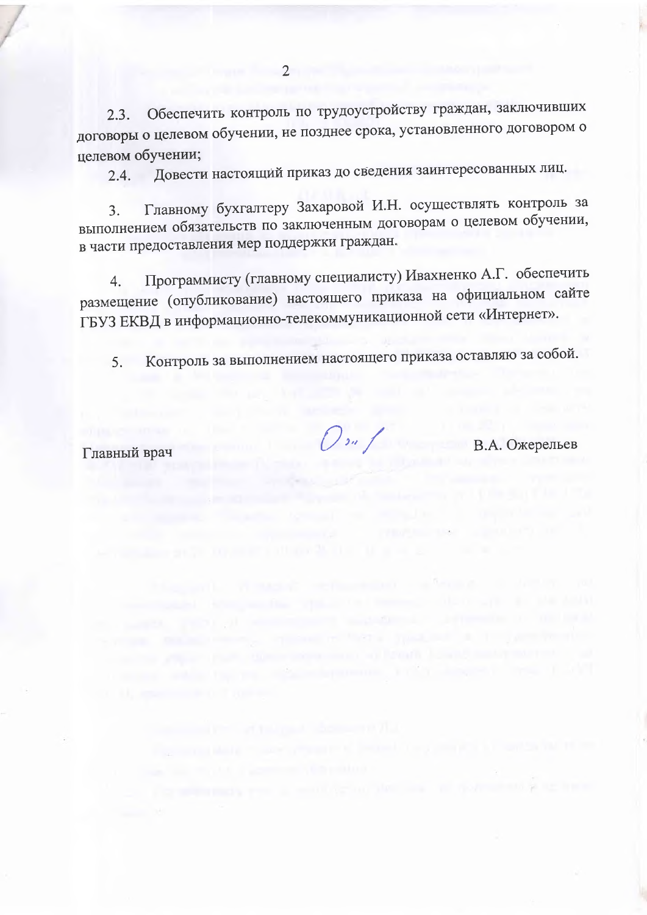2.3. Обеспечить контроль по трудоустройству граждан, заключивших договоры о целевом обучении, не позднее срока, установленного договором о целевом обучении;

2.4. Довести настоящий приказ до сведения заинтересованных лиц.

3. Главному бухгалтеру Захаровой И.Н. осуществлять контроль за выполнением обязательств по заключенным договорам о целевом обучении, в части предоставления мер поддержки граждан.

4. Программисту (главному специалисту) Ивахненко А.Г. обеспечить размещение (опубликование) настоящего приказа на официальном сайте ГБУЗ ЕКВД в информационно-телекоммуникационной сети «Интернет».

5. Контроль за выполнением настоящего приказа оставляю за собой.

Главный врач В.А. Ожерельев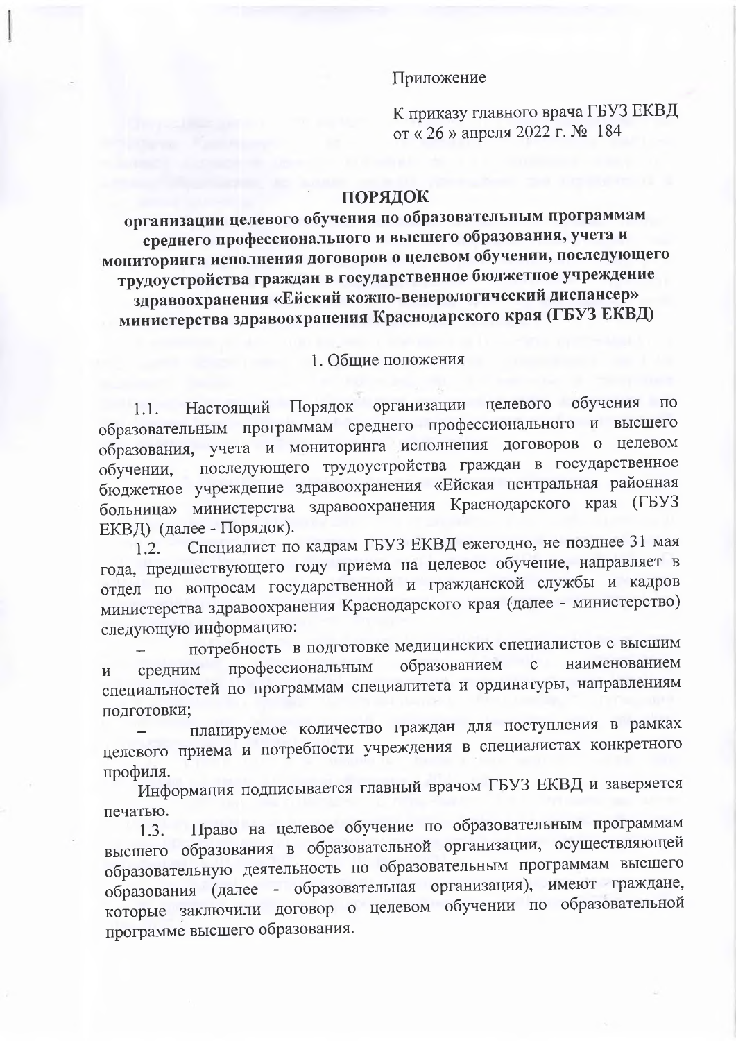Приложение

К приказу главного врача ГБУЗ ЕКВД
от « 26 » апреля 2022 г. № 184

# ПОРЯДОК

**организации целевого обучения по образовательным программам среднего профессионального и высшего образования, учета и мониторинга исполнения договоров о целевом обучении, последующего трудоустройства граждан в государственное бюджетное учреждение здравоохранения «Ейский кожно-венерологический диспансер» министерства здравоохранения Краснодарского края (ГБУЗ ЕКВД)**

## 1. Общие положения

1.1. Настоящий Порядок организации целевого обучения по образовательным программам среднего профессионального и высшего образования, учета и мониторинга исполнения договоров о целевом обучении, последующего трудоустройства граждан в государственное бюджетное учреждение здравоохранения «Ейская центральная районная больница» министерства здравоохранения Краснодарского края (ГБУЗ ЕКВД) (далее - Порядок).

1.2. Специалист по кадрам ГБУЗ ЕКВД ежегодно, не позднее 31 мая года, предшествующего году приема на целевое обучение, направляет в отдел по вопросам государственной и гражданской службы и кадров министерства здравоохранения Краснодарского края (далее - министерство) следующую информацию:

- потребность в подготовке медицинских специалистов с высшим и средним профессиональным образованием с наименованием специальностей по программам специалитета и ординатуры, направлениям подготовки;
- планируемое количество граждан для поступления в рамках целевого приема и потребности учреждения в специалистах конкретного профиля.

Информация подписывается главный врачом ГБУЗ ЕКВД и заверяется печатью.

1.3. Право на целевое обучение по образовательным программам высшего образования в образовательной организации, осуществляющей образовательную деятельность по образовательным программам высшего образования (далее - образовательная организация), имеют граждане, которые заключили договор о целевом обучении по образовательной программе высшего образования.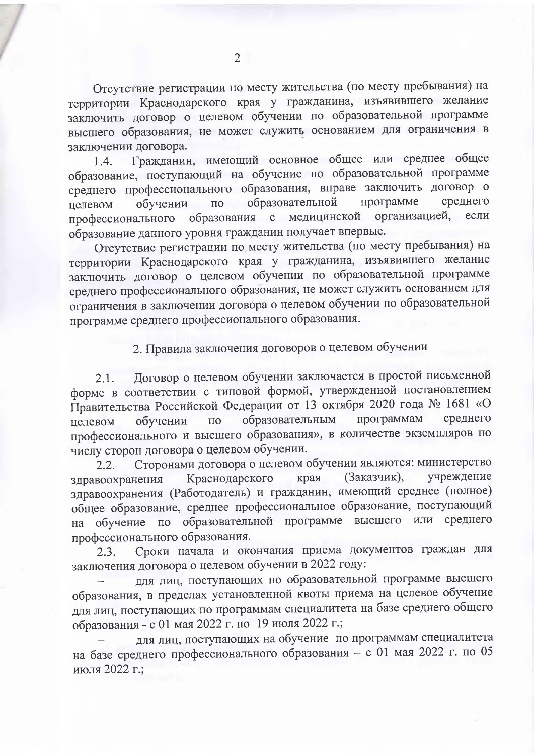Отсутствие регистрации по месту жительства (по месту пребывания) на территории Краснодарского края у гражданина, изъявившего желание заключить договор о целевом обучении по образовательной программе высшего образования, не может служить основанием для ограничения в заключении договора.

1.4. Гражданин, имеющий основное общее или среднее общее образование, поступающий на обучение по образовательной программе среднего профессионального образования, вправе заключить договор о целевом обучении по образовательной программе среднего профессионального образования с медицинской организацией, если образование данного уровня гражданин получает впервые.

Отсутствие регистрации по месту жительства (по месту пребывания) на территории Краснодарского края у гражданина, изъявившего желание заключить договор о целевом обучении по образовательной программе среднего профессионального образования, не может служить основанием для ограничения в заключении договора о целевом обучении по образовательной программе среднего профессионального образования.

## 2. Правила заключения договоров о целевом обучении

2.1. Договор о целевом обучении заключается в простой письменной форме в соответствии с типовой формой, утвержденной постановлением Правительства Российской Федерации от 13 октября 2020 года № 1681 «О целевом обучении по образовательным программам среднего профессионального и высшего образования», в количестве экземпляров по числу сторон договора о целевом обучении.

2.2. Сторонами договора о целевом обучении являются: министерство здравоохранения Краснодарского края (Заказчик), учреждение здравоохранения (Работодатель) и гражданин, имеющий среднее (полное) общее образование, среднее профессиональное образование, поступающий на обучение по образовательной программе высшего или среднего профессионального образования.

2.3. Сроки начала и окончания приема документов граждан для заключения договора о целевом обучении в 2022 году:

– для лиц, поступающих по образовательной программе высшего образования, в пределах установленной квоты приема на целевое обучение для лиц, поступающих по программам специалитета на базе среднего общего образования - с 01 мая 2022 г. по 19 июля 2022 г.;

– для лиц, поступающих на обучение по программам специалитета на базе среднего профессионального образования – с 01 мая 2022 г. по 05 июля 2022 г.;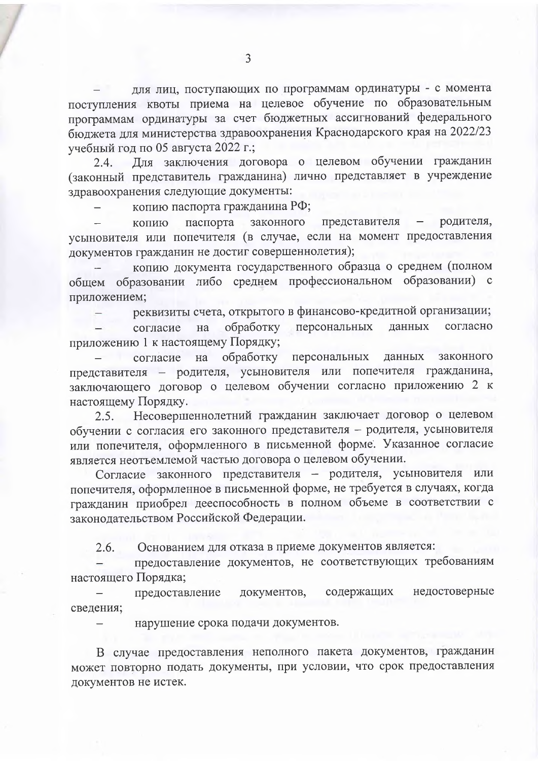– для лиц, поступающих по программам ординатуры - с момента поступления квоты приема на целевое обучение по образовательным программам ординатуры за счет бюджетных ассигнований федерального бюджета для министерства здравоохранения Краснодарского края на 2022/23 учебный год по 05 августа 2022 г.;

2.4. Для заключения договора о целевом обучении гражданин (законный представитель гражданина) лично представляет в учреждение здравоохранения следующие документы:

– копию паспорта гражданина РФ;

– копию паспорта законного представителя – родителя, усыновителя или попечителя (в случае, если на момент предоставления документов гражданин не достиг совершеннолетия);

– копию документа государственного образца о среднем (полном общем образовании либо среднем профессиональном образовании) с приложением;

– реквизиты счета, открытого в финансово-кредитной организации;

– согласие на обработку персональных данных согласно приложению 1 к настоящему Порядку;

– согласие на обработку персональных данных законного представителя – родителя, усыновителя или попечителя гражданина, заключающего договор о целевом обучении согласно приложению 2 к настоящему Порядку.

2.5. Несовершеннолетний гражданин заключает договор о целевом обучении с согласия его законного представителя – родителя, усыновителя или попечителя, оформленного в письменной форме. Указанное согласие является неотъемлемой частью договора о целевом обучении.

Согласие законного представителя – родителя, усыновителя или попечителя, оформленное в письменной форме, не требуется в случаях, когда гражданин приобрел дееспособность в полном объеме в соответствии с законодательством Российской Федерации.

2.6. Основанием для отказа в приеме документов является:

– предоставление документов, не соответствующих требованиям настоящего Порядка;

– предоставление документов, содержащих недостоверные сведения;

– нарушение срока подачи документов.

В случае предоставления неполного пакета документов, гражданин может повторно подать документы, при условии, что срок предоставления документов не истек.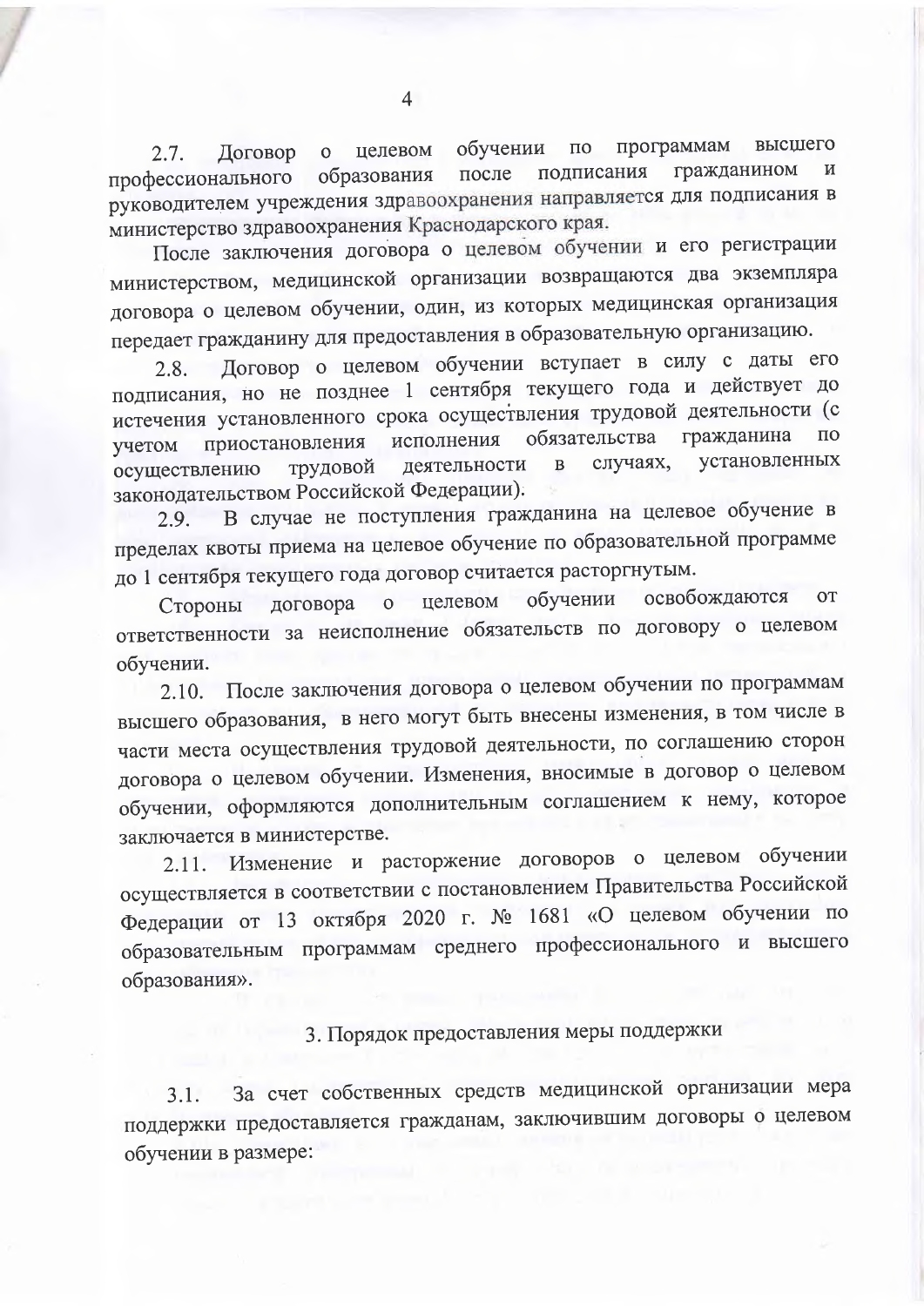2.7. Договор о целевом обучении по программам высшего профессионального образования после подписания гражданином и руководителем учреждения здравоохранения направляется для подписания в министерство здравоохранения Краснодарского края.

После заключения договора о целевом обучении и его регистрации министерством, медицинской организации возвращаются два экземпляра договора о целевом обучении, один, из которых медицинская организация передает гражданину для предоставления в образовательную организацию.

2.8. Договор о целевом обучении вступает в силу с даты его подписания, но не позднее 1 сентября текущего года и действует до истечения установленного срока осуществления трудовой деятельности (с учетом приостановления исполнения обязательства гражданина по осуществлению трудовой деятельности в случаях, установленных законодательством Российской Федерации).

2.9. В случае не поступления гражданина на целевое обучение в пределах квоты приема на целевое обучение по образовательной программе до 1 сентября текущего года договор считается расторгнутым.

Стороны договора о целевом обучении освобождаются от ответственности за неисполнение обязательств по договору о целевом обучении.

2.10. После заключения договора о целевом обучении по программам высшего образования, в него могут быть внесены изменения, в том числе в части места осуществления трудовой деятельности, по соглашению сторон договора о целевом обучении. Изменения, вносимые в договор о целевом обучении, оформляются дополнительным соглашением к нему, которое заключается в министерстве.

2.11. Изменение и расторжение договоров о целевом обучении осуществляется в соответствии с постановлением Правительства Российской Федерации от 13 октября 2020 г. № 1681 «О целевом обучении по образовательным программам среднего профессионального и высшего образования».

## 3. Порядок предоставления меры поддержки

3.1. За счет собственных средств медицинской организации мера поддержки предоставляется гражданам, заключившим договоры о целевом обучении в размере: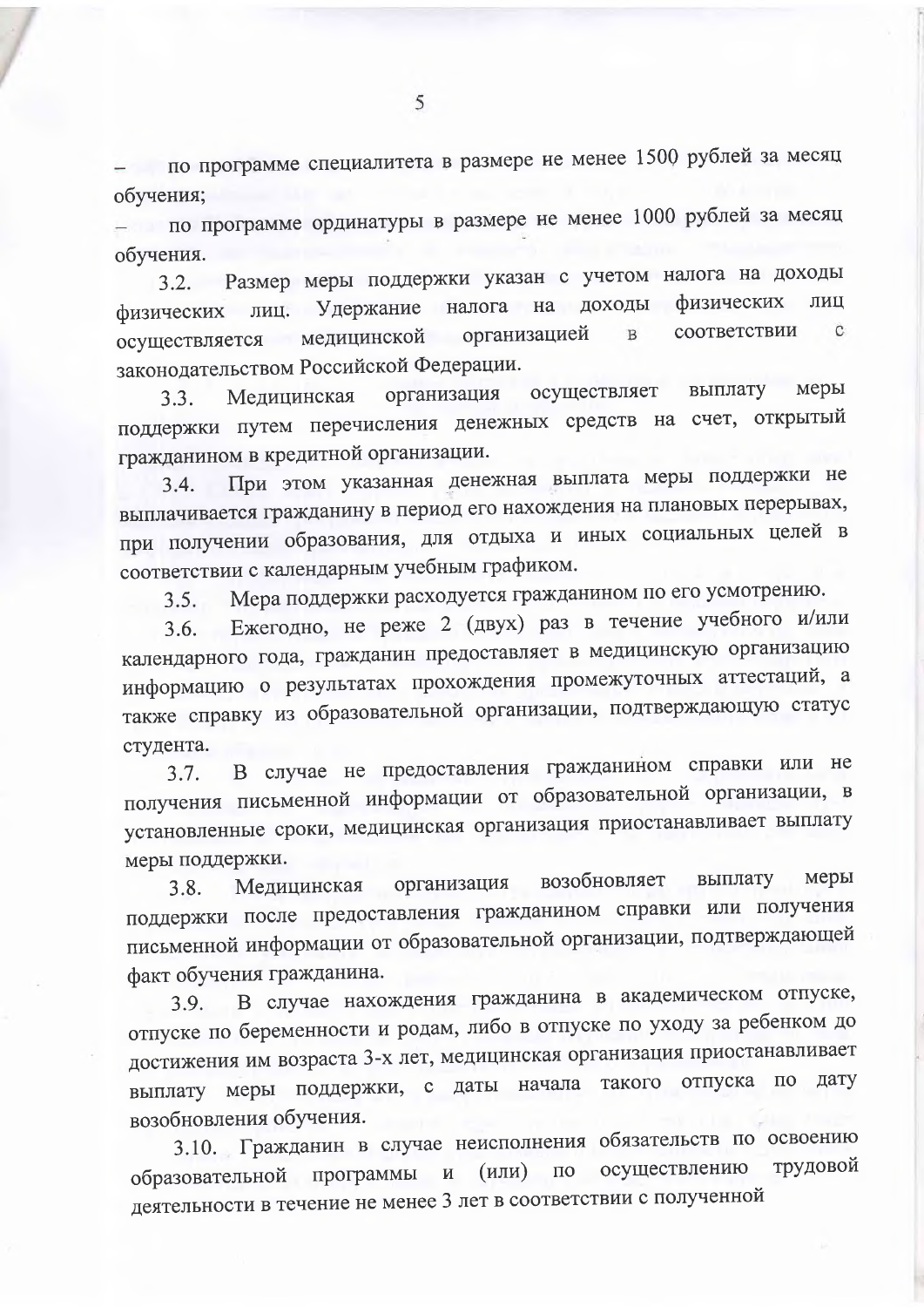– по программе специалитета в размере не менее 1500 рублей за месяц обучения;

– по программе ординатуры в размере не менее 1000 рублей за месяц обучения.

3.2. Размер меры поддержки указан с учетом налога на доходы физических лиц. Удержание налога на доходы физических лиц осуществляется медицинской организацией в соответствии с законодательством Российской Федерации.

3.3. Медицинская организация осуществляет выплату меры поддержки путем перечисления денежных средств на счет, открытый гражданином в кредитной организации.

3.4. При этом указанная денежная выплата меры поддержки не выплачивается гражданину в период его нахождения на плановых перерывах, при получении образования, для отдыха и иных социальных целей в соответствии с календарным учебным графиком.

3.5. Мера поддержки расходуется гражданином по его усмотрению.

3.6. Ежегодно, не реже 2 (двух) раз в течение учебного и/или календарного года, гражданин предоставляет в медицинскую организацию информацию о результатах прохождения промежуточных аттестаций, а также справку из образовательной организации, подтверждающую статус студента.

3.7. В случае не предоставления гражданином справки или не получения письменной информации от образовательной организации, в установленные сроки, медицинская организация приостанавливает выплату меры поддержки.

3.8. Медицинская организация возобновляет выплату меры поддержки после предоставления гражданином справки или получения письменной информации от образовательной организации, подтверждающей факт обучения гражданина.

3.9. В случае нахождения гражданина в академическом отпуске, отпуске по беременности и родам, либо в отпуске по уходу за ребенком до достижения им возраста 3-х лет, медицинская организация приостанавливает выплату меры поддержки, с даты начала такого отпуска по дату возобновления обучения.

3.10. Гражданин в случае неисполнения обязательств по освоению образовательной программы и (или) по осуществлению трудовой деятельности в течение не менее 3 лет в соответствии с полученной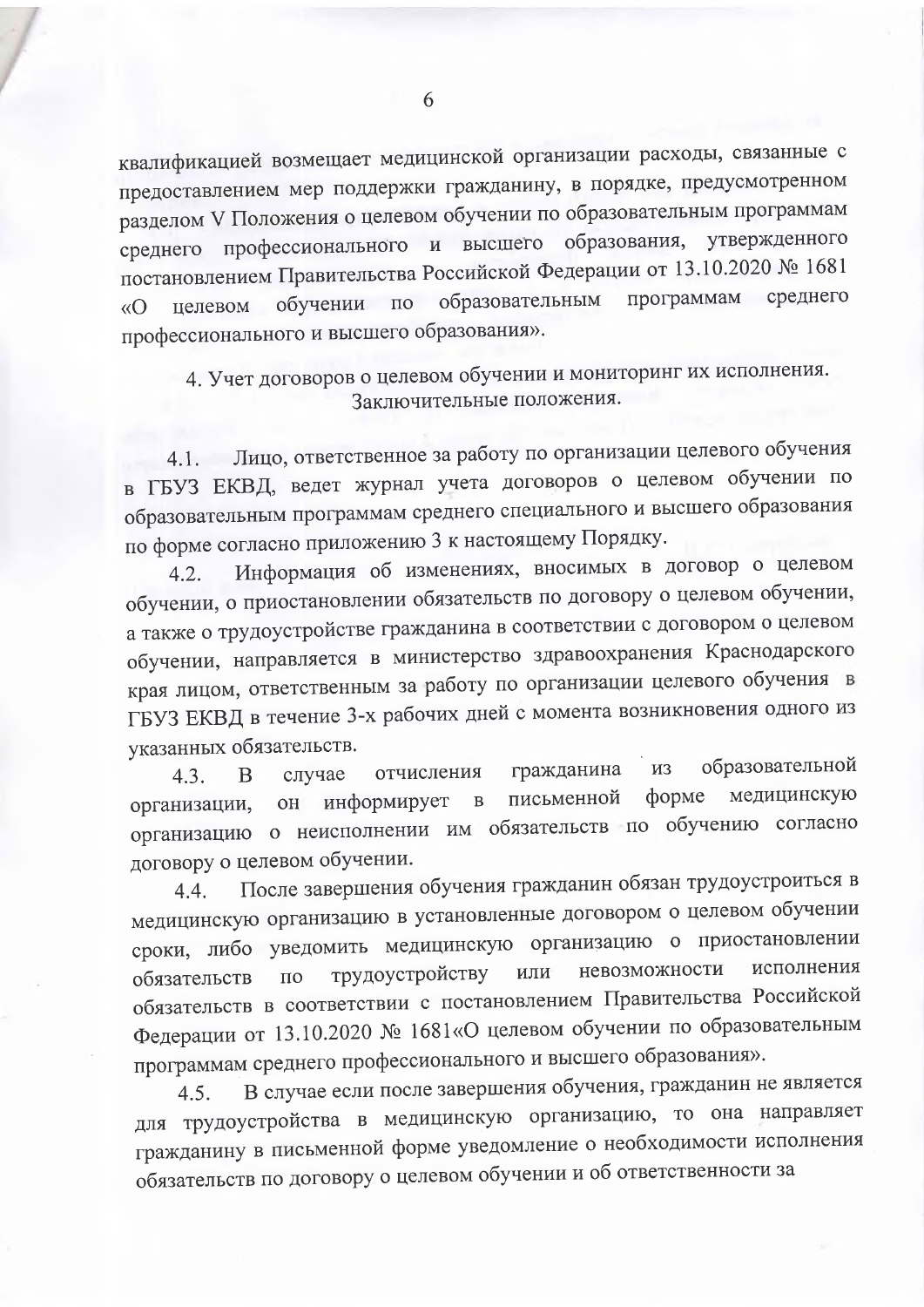квалификацией возмещает медицинской организации расходы, связанные с предоставлением мер поддержки гражданину, в порядке, предусмотренном разделом V Положения о целевом обучении по образовательным программам среднего профессионального и высшего образования, утвержденного постановлением Правительства Российской Федерации от 13.10.2020 № 1681 «О целевом обучении по образовательным программам среднего профессионального и высшего образования».

## 4. Учет договоров о целевом обучении и мониторинг их исполнения. Заключительные положения.

4.1. Лицо, ответственное за работу по организации целевого обучения в ГБУЗ ЕКВД, ведет журнал учета договоров о целевом обучении по образовательным программам среднего специального и высшего образования по форме согласно приложению 3 к настоящему Порядку.

4.2. Информация об изменениях, вносимых в договор о целевом обучении, о приостановлении обязательств по договору о целевом обучении, а также о трудоустройстве гражданина в соответствии с договором о целевом обучении, направляется в министерство здравоохранения Краснодарского края лицом, ответственным за работу по организации целевого обучения в ГБУЗ ЕКВД в течение 3-х рабочих дней с момента возникновения одного из указанных обязательств.

4.3. В случае отчисления гражданина из образовательной организации, он информирует в письменной форме медицинскую организацию о неисполнении им обязательств по обучению согласно договору о целевом обучении.

4.4. После завершения обучения гражданин обязан трудоустроиться в медицинскую организацию в установленные договором о целевом обучении сроки, либо уведомить медицинскую организацию о приостановлении обязательств по трудоустройству или невозможности исполнения обязательств в соответствии с постановлением Правительства Российской Федерации от 13.10.2020 № 1681«О целевом обучении по образовательным программам среднего профессионального и высшего образования».

4.5. В случае если после завершения обучения, гражданин не является для трудоустройства в медицинскую организацию, то она направляет гражданину в письменной форме уведомление о необходимости исполнения обязательств по договору о целевом обучении и об ответственности за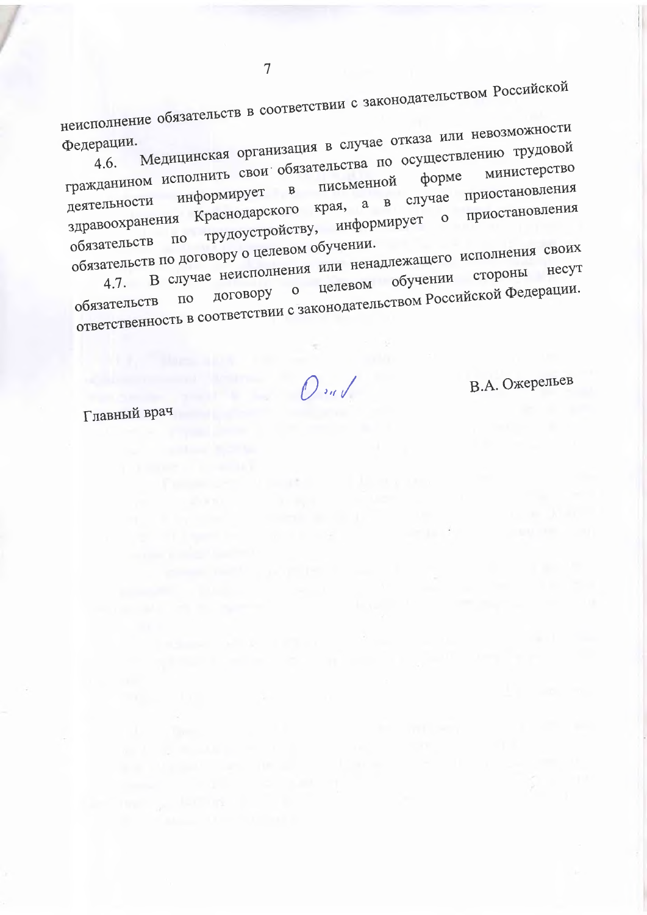неисполнение обязательств в соответствии с законодательством Российской Федерации.

4.6. Медицинская организация в случае отказа или невозможности гражданином исполнить свои обязательства по осуществлению трудовой деятельности информирует в письменной форме министерство здравоохранения Краснодарского края, а в случае приостановления обязательств по трудоустройству, информирует о приостановления обязательств по договору о целевом обучении.

4.7. В случае неисполнения или ненадлежащего исполнения своих обязательств по договору о целевом обучении стороны несут ответственность в соответствии с законодательством Российской Федерации.

Главный врач В.А. Ожерельев